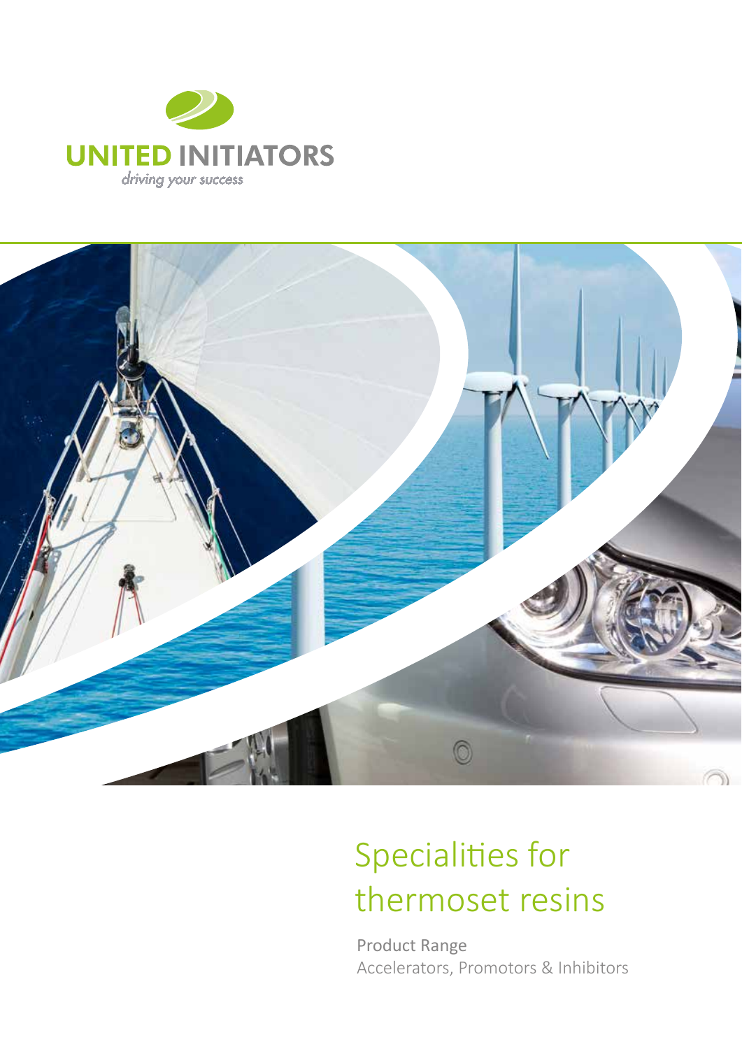UNITED INITIATORS

*driving your success*

# Specialities for thermoset resins

Product Range

Accelerators, Promotors & Inhibitors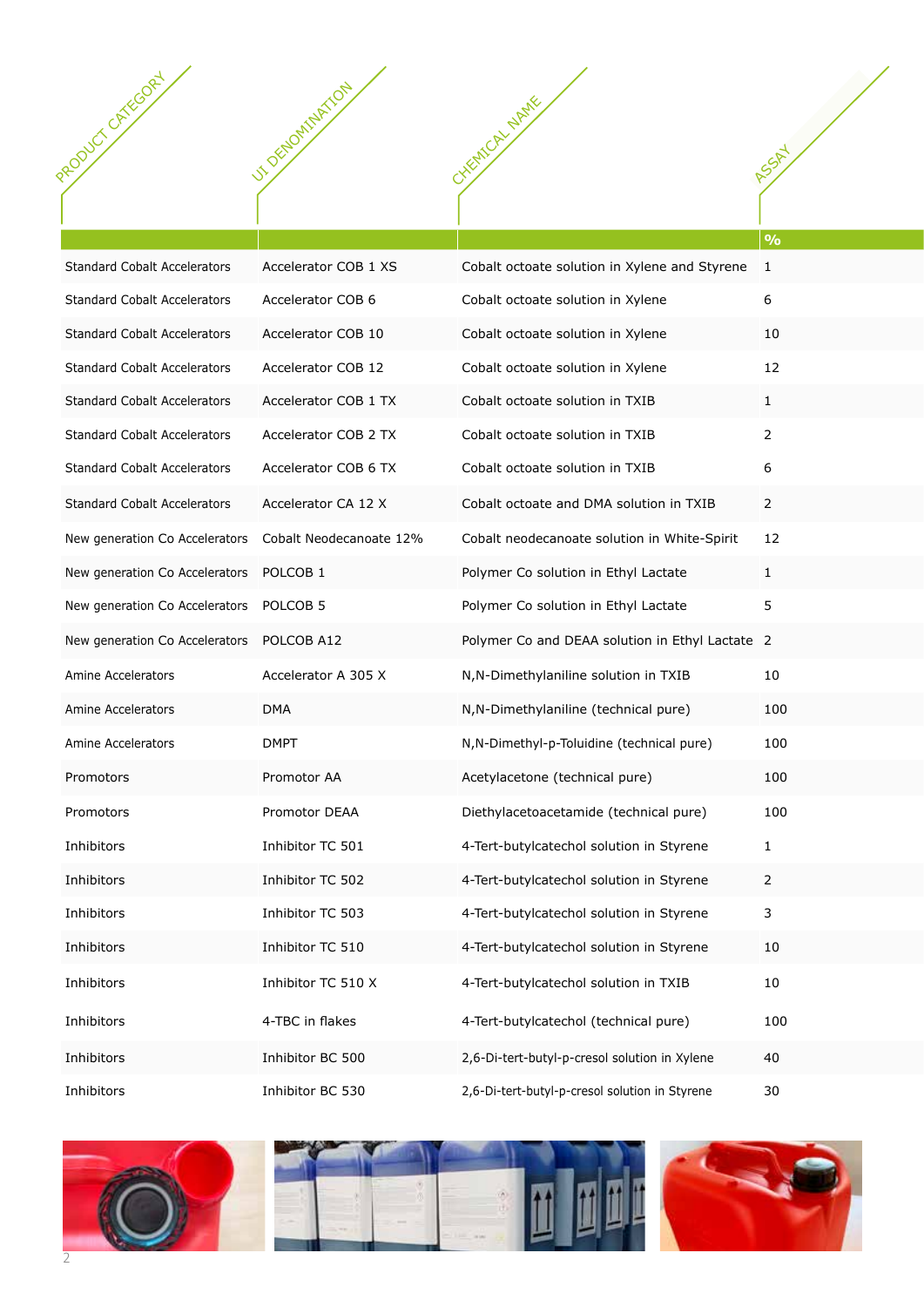| PRODUCT CATEGORY | UI DENOMINATION | CHEMICAL NAME | ASSAY |
|---|---|---|---|
| | | | % |
| Standard Cobalt Accelerators | Accelerator COB 1 XS | Cobalt octoate solution in Xylene and Styrene | 1 |
| Standard Cobalt Accelerators | Accelerator COB 6 | Cobalt octoate solution in Xylene | 6 |
| Standard Cobalt Accelerators | Accelerator COB 10 | Cobalt octoate solution in Xylene | 10 |
| Standard Cobalt Accelerators | Accelerator COB 12 | Cobalt octoate solution in Xylene | 12 |
| Standard Cobalt Accelerators | Accelerator COB 1 TX | Cobalt octoate solution in TXIB | 1 |
| Standard Cobalt Accelerators | Accelerator COB 2 TX | Cobalt octoate solution in TXIB | 2 |
| Standard Cobalt Accelerators | Accelerator COB 6 TX | Cobalt octoate solution in TXIB | 6 |
| Standard Cobalt Accelerators | Accelerator CA 12 X | Cobalt octoate and DMA solution in TXIB | 2 |
| New generation Co Accelerators | Cobalt Neodecanoate 12% | Cobalt neodecanoate solution in White-Spirit | 12 |
| New generation Co Accelerators | POLCOB 1 | Polymer Co solution in Ethyl Lactate | 1 |
| New generation Co Accelerators | POLCOB 5 | Polymer Co solution in Ethyl Lactate | 5 |
| New generation Co Accelerators | POLCOB A12 | Polymer Co and DEAA solution in Ethyl Lactate | 2 |
| Amine Accelerators | Accelerator A 305 X | N,N-Dimethylaniline solution in TXIB | 10 |
| Amine Accelerators | DMA | N,N-Dimethylaniline (technical pure) | 100 |
| Amine Accelerators | DMPT | N,N-Dimethyl-p-Toluidine (technical pure) | 100 |
| Promotors | Promotor AA | Acetylacetone (technical pure) | 100 |
| Promotors | Promotor DEAA | Diethylacetoacetamide (technical pure) | 100 |
| Inhibitors | Inhibitor TC 501 | 4-Tert-butylcatechol solution in Styrene | 1 |
| Inhibitors | Inhibitor TC 502 | 4-Tert-butylcatechol solution in Styrene | 2 |
| Inhibitors | Inhibitor TC 503 | 4-Tert-butylcatechol solution in Styrene | 3 |
| Inhibitors | Inhibitor TC 510 | 4-Tert-butylcatechol solution in Styrene | 10 |
| Inhibitors | Inhibitor TC 510 X | 4-Tert-butylcatechol solution in TXIB | 10 |
| Inhibitors | 4-TBC in flakes | 4-Tert-butylcatechol (technical pure) | 100 |
| Inhibitors | Inhibitor BC 500 | 2,6-Di-tert-butyl-p-cresol solution in Xylene | 40 |
| Inhibitors | Inhibitor BC 530 | 2,6-Di-tert-butyl-p-cresol solution in Styrene | 30 |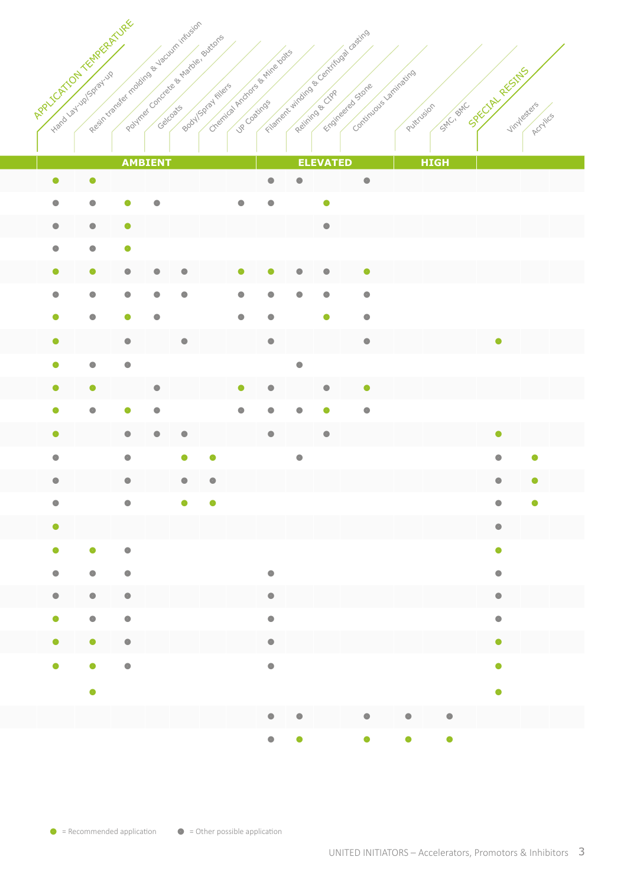| AMBIENT | | | | | | | ELEVATED | | | | HIGH | | SPECIAL RESINS | |
|---|---|---|---|---|---|---|---|---|---|---|---|---|---|---|
| Hand Lay-up/Spray-up | Resin transfer molding & Vacuum infusion | Polymer Concrete & Marble, Buttons | Gelcoats | Body/Spray fillers | Chemical Anchors & Mine bolts | UP Coatings | Filament winding & Centrifugal casting | Relining & CIPP | Engineered Stone | Continuous Laminating | Pultrusion | SMC, BMC | Vinylesters | Acrylics |
| ● | ● | | | | | | ○ | ○ | | ○ | | | | |
| ○ | ○ | ● | ○ | | | ○ | ○ | | ● | | | | | |
| ○ | ○ | ● | | | | | | | ○ | | | | | |
| ○ | ○ | ● | | | | | | | | | | | | |
| ● | ● | ○ | ○ | ○ | | ● | ● | ○ | ○ | ● | | | | |
| ○ | ○ | ○ | ○ | ○ | | ○ | ○ | ○ | ○ | ○ | | | | |
| ● | ○ | ● | ○ | | | ○ | ○ | | ● | ○ | | | | |
| ● | | ○ | | ○ | | | ○ | | | ○ | | | ● | |
| ● | ○ | ○ | | | | | | ○ | | | | | | |
| ● | ● | | ○ | | | ● | ○ | | ○ | ● | | | | |
| ● | ○ | ● | ○ | | | ○ | ○ | ○ | ● | ○ | | | | |
| ● | | ○ | ○ | ○ | | | ○ | | ○ | | | | ● | |
| ○ | | ○ | | ● | ● | | | ○ | | | | | ○ | ● |
| ○ | | ○ | | ○ | ○ | | | | | | | | ○ | ● |
| ○ | | ○ | | ● | ● | | | | | | | | ○ | ● |
| ● | | | | | | | | | | | | | ○ | |
| ● | ● | ○ | | | | | | | | | | | ● | |
| ○ | ○ | ○ | | | | | ○ | | | | | | ○ | |
| ○ | ○ | ○ | | | | | ○ | | | | | | ○ | |
| ● | ○ | ○ | | | | | ○ | | | | | | ○ | |
| ● | ● | ○ | | | | | ○ | | | | | | ● | |
| ● | ● | ○ | | | | | ○ | | | | | | ● | |
| | ● | | | | | | | | | | | | ● | |
| | | | | | | | ○ | ○ | | ○ | ○ | ○ | | |
| | | | | | | | ○ | ● | | ● | ● | ● | | |

● = Recommended application ○ = Other possible application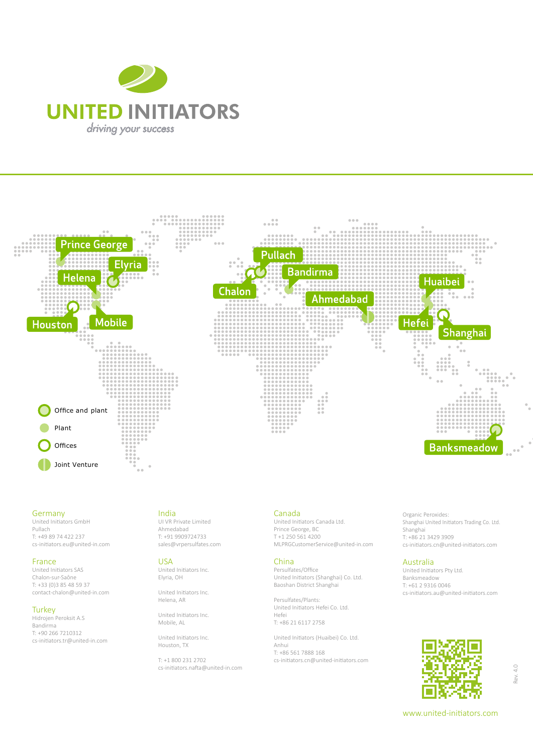UNITED INITIATORS

*driving your success*

Prince George
Elyria
Helena
Houston
Mobile
Pullach
Bandirma
Chalon
Ahmedabad
Huaibei
Hefei
Shanghai
Banksmeadow

Office and plant
Plant
Offices
Joint Venture

## Germany
United Initiators GmbH
Pullach
T: +49 89 74 422 237
cs-initiators.eu@united-in.com

## France
United Initiators SAS
Chalon-sur-Saône
T: +33 (0)3 85 48 59 37
contact-chalon@united-in.com

## Turkey
Hidrojen Peroksit A.S
Bandirma
T: +90 266 7210312
cs-initiators.tr@united-in.com

## India
UI VR Private Limited
Ahmedabad
T: +91 9909724733
sales@vrpersulfates.com

## USA
United Initiators Inc.
Elyria, OH

United Initiators Inc.
Helena, AR

United Initiators Inc.
Mobile, AL

United Initiators Inc.
Houston, TX

T: +1 800 231 2702
cs-initiators.nafta@united-in.com

## Canada
United Initiators Canada Ltd.
Prince George, BC
T +1 250 561 4200
MLPRGCustomerService@united-in.com

## China
Persulfates/Office
United Initiators (Shanghai) Co. Ltd.
Baoshan District Shanghai

Persulfates/Plants:
United Initiators Hefei Co. Ltd.
Hefei
T: +86 21 6117 2758

United Initiators (Huaibei) Co. Ltd.
Anhui
T: +86 561 7888 168
cs-initiators.cn@united-initiators.com

Organic Peroxides:
Shanghai United Initiators Trading Co. Ltd.
Shanghai
T: +86 21 3429 3909
cs-initiators.cn@united-initiators.com

## Australia
United Initiators Pty Ltd.
Banksmeadow
T: +61 2 9316 0046
cs-initiators.au@united-initiators.com

Rev. 4.0

www.united-initiators.com